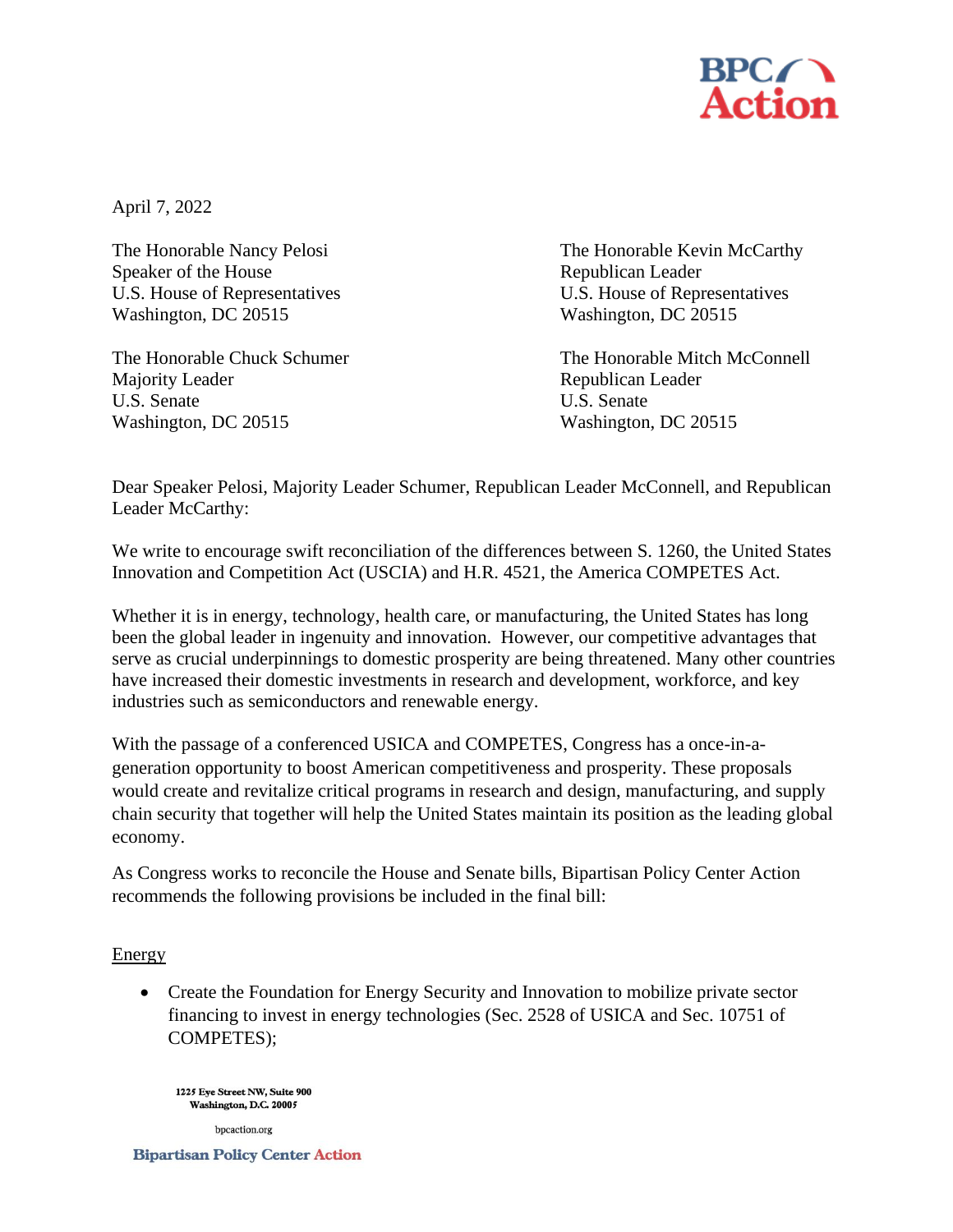April 7, 2022

The Honorable Nancy Pelosi
Speaker of the House
U.S. House of Representatives
Washington, DC 20515

The Honorable Kevin McCarthy
Republican Leader
U.S. House of Representatives
Washington, DC 20515

The Honorable Chuck Schumer
Majority Leader
U.S. Senate
Washington, DC 20515

The Honorable Mitch McConnell
Republican Leader
U.S. Senate
Washington, DC 20515

Dear Speaker Pelosi, Majority Leader Schumer, Republican Leader McConnell, and Republican Leader McCarthy:

We write to encourage swift reconciliation of the differences between S. 1260, the United States Innovation and Competition Act (USCIA) and H.R. 4521, the America COMPETES Act.

Whether it is in energy, technology, health care, or manufacturing, the United States has long been the global leader in ingenuity and innovation. However, our competitive advantages that serve as crucial underpinnings to domestic prosperity are being threatened. Many other countries have increased their domestic investments in research and development, workforce, and key industries such as semiconductors and renewable energy.

With the passage of a conferenced USICA and COMPETES, Congress has a once-in-a-generation opportunity to boost American competitiveness and prosperity. These proposals would create and revitalize critical programs in research and design, manufacturing, and supply chain security that together will help the United States maintain its position as the leading global economy.

As Congress works to reconcile the House and Senate bills, Bipartisan Policy Center Action recommends the following provisions be included in the final bill:

Energy

- Create the Foundation for Energy Security and Innovation to mobilize private sector financing to invest in energy technologies (Sec. 2528 of USICA and Sec. 10751 of COMPETES);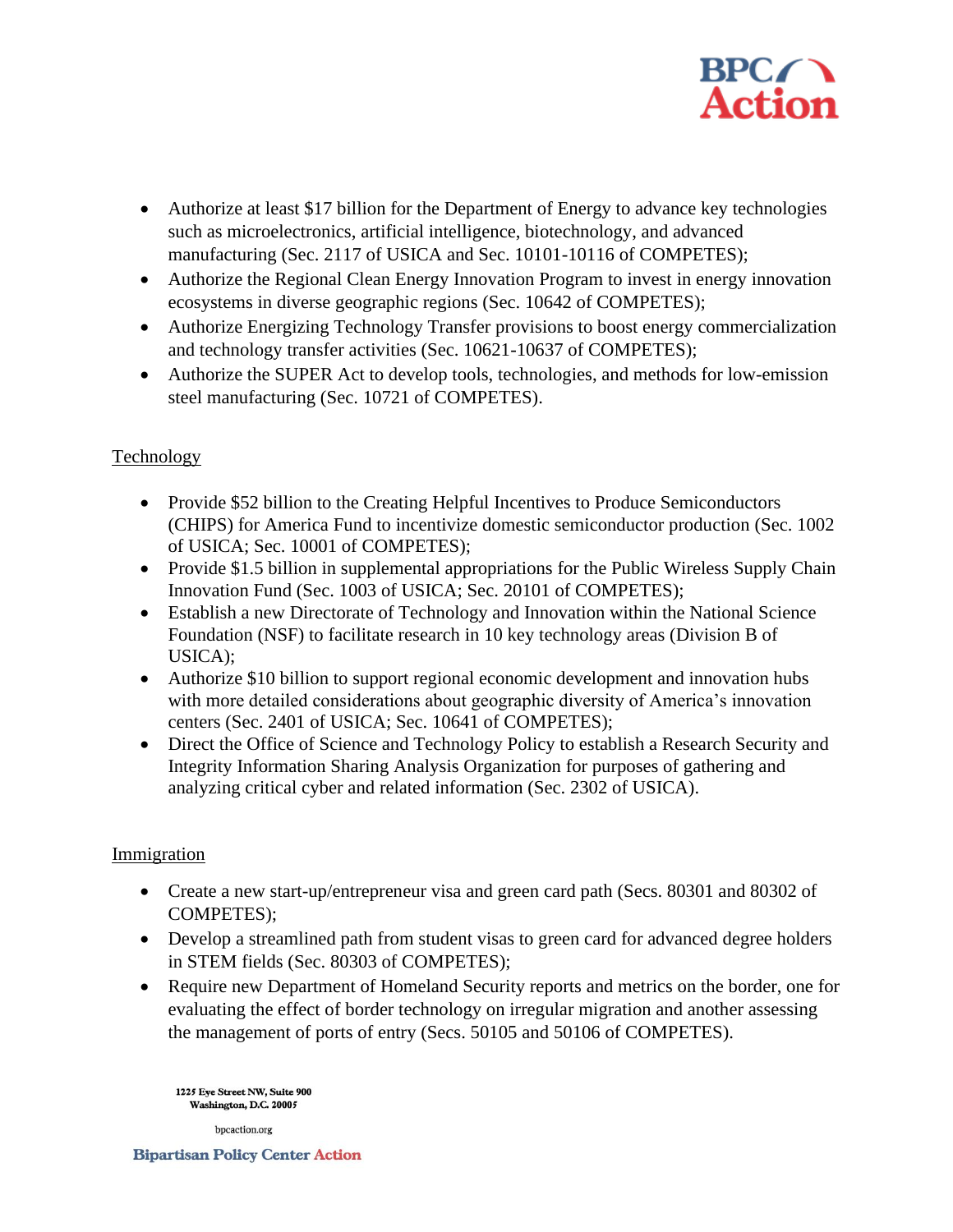- Authorize at least $17 billion for the Department of Energy to advance key technologies such as microelectronics, artificial intelligence, biotechnology, and advanced manufacturing (Sec. 2117 of USICA and Sec. 10101-10116 of COMPETES);
- Authorize the Regional Clean Energy Innovation Program to invest in energy innovation ecosystems in diverse geographic regions (Sec. 10642 of COMPETES);
- Authorize Energizing Technology Transfer provisions to boost energy commercialization and technology transfer activities (Sec. 10621-10637 of COMPETES);
- Authorize the SUPER Act to develop tools, technologies, and methods for low-emission steel manufacturing (Sec. 10721 of COMPETES).

## Technology

- Provide $52 billion to the Creating Helpful Incentives to Produce Semiconductors (CHIPS) for America Fund to incentivize domestic semiconductor production (Sec. 1002 of USICA; Sec. 10001 of COMPETES);
- Provide $1.5 billion in supplemental appropriations for the Public Wireless Supply Chain Innovation Fund (Sec. 1003 of USICA; Sec. 20101 of COMPETES);
- Establish a new Directorate of Technology and Innovation within the National Science Foundation (NSF) to facilitate research in 10 key technology areas (Division B of USICA);
- Authorize $10 billion to support regional economic development and innovation hubs with more detailed considerations about geographic diversity of America's innovation centers (Sec. 2401 of USICA; Sec. 10641 of COMPETES);
- Direct the Office of Science and Technology Policy to establish a Research Security and Integrity Information Sharing Analysis Organization for purposes of gathering and analyzing critical cyber and related information (Sec. 2302 of USICA).

## Immigration

- Create a new start-up/entrepreneur visa and green card path (Secs. 80301 and 80302 of COMPETES);
- Develop a streamlined path from student visas to green card for advanced degree holders in STEM fields (Sec. 80303 of COMPETES);
- Require new Department of Homeland Security reports and metrics on the border, one for evaluating the effect of border technology on irregular migration and another assessing the management of ports of entry (Secs. 50105 and 50106 of COMPETES).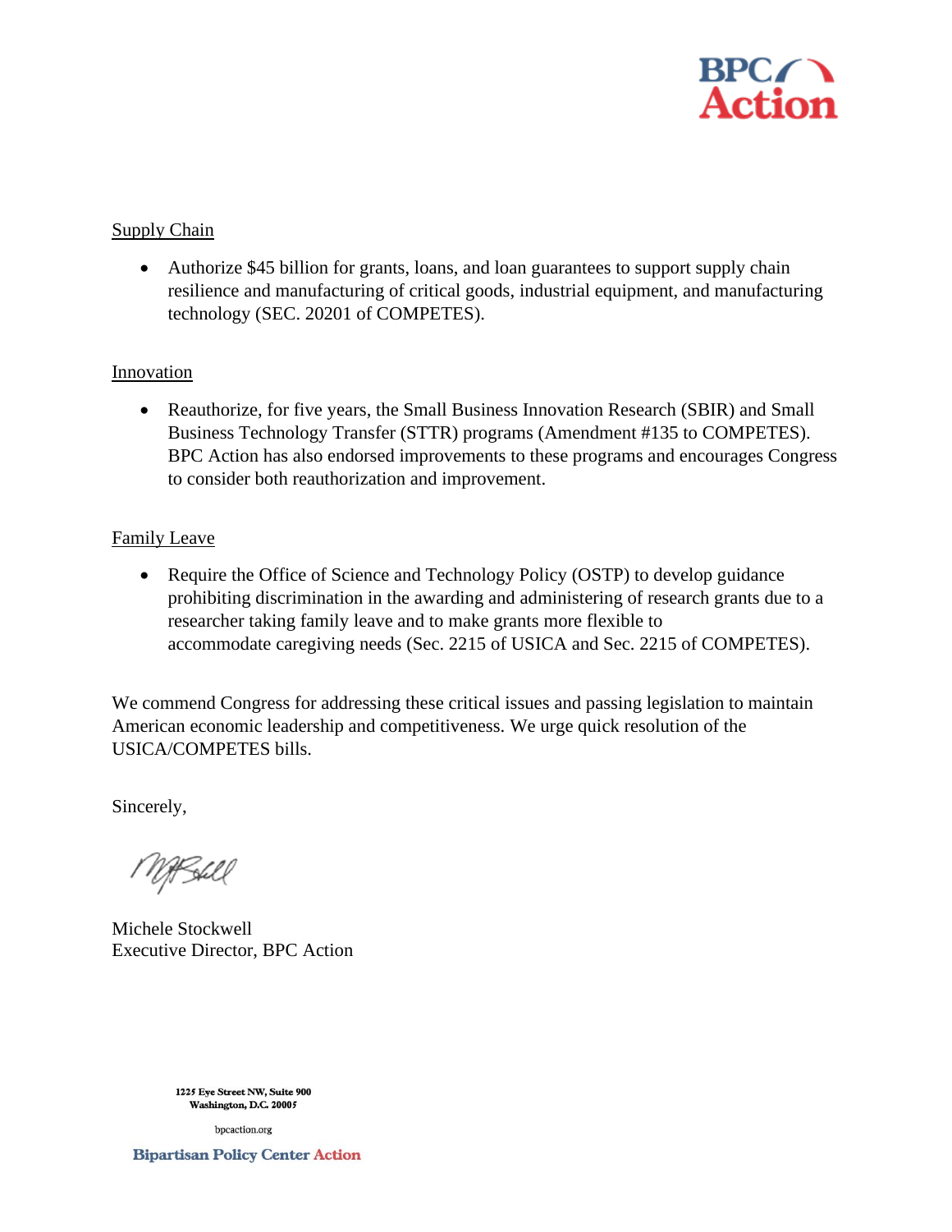Supply Chain

- Authorize $45 billion for grants, loans, and loan guarantees to support supply chain resilience and manufacturing of critical goods, industrial equipment, and manufacturing technology (SEC. 20201 of COMPETES).

Innovation

- Reauthorize, for five years, the Small Business Innovation Research (SBIR) and Small Business Technology Transfer (STTR) programs (Amendment #135 to COMPETES). BPC Action has also endorsed improvements to these programs and encourages Congress to consider both reauthorization and improvement.

Family Leave

- Require the Office of Science and Technology Policy (OSTP) to develop guidance prohibiting discrimination in the awarding and administering of research grants due to a researcher taking family leave and to make grants more flexible to accommodate caregiving needs (Sec. 2215 of USICA and Sec. 2215 of COMPETES).

We commend Congress for addressing these critical issues and passing legislation to maintain American economic leadership and competitiveness. We urge quick resolution of the USICA/COMPETES bills.

Sincerely,

Michele Stockwell
Executive Director, BPC Action

1225 Eye Street NW, Suite 900
Washington, D.C. 20005

bpcaction.org

Bipartisan Policy Center Action